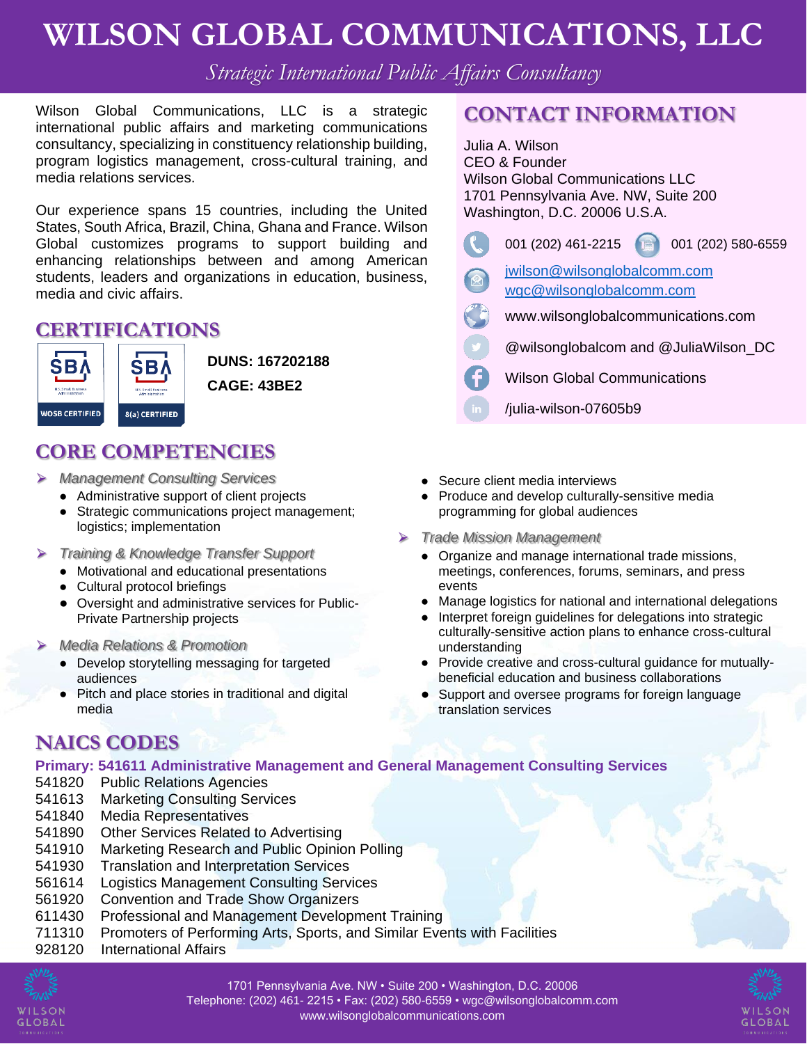# WILSON GLOBAL COMMUNICATIONS, LLC

*Strategic International Public Affairs Consultancy*

Wilson Global Communications, LLC is a strategic international public affairs and marketing communications consultancy, specializing in constituency relationship building, program logistics management, cross-cultural training, and media relations services.

Our experience spans 15 countries, including the United States, South Africa, Brazil, China, Ghana and France. Wilson Global customizes programs to support building and enhancing relationships between and among American students, leaders and organizations in education, business, media and civic affairs.

## CONTACT INFORMATION

Julia A. Wilson
CEO & Founder
Wilson Global Communications LLC
1701 Pennsylvania Ave. NW, Suite 200
Washington, D.C. 20006 U.S.A.

001 (202) 461-2215 001 (202) 580-6559

jwilson@wilsonglobalcomm.com
wgc@wilsonglobalcomm.com

www.wilsonglobalcommunications.com

@wilsonglobalcom and @JuliaWilson_DC

Wilson Global Communications

/julia-wilson-07605b9

## CERTIFICATIONS

SBA WOSB CERTIFIED

SBA 8(a) CERTIFIED

**DUNS: 167202188**

**CAGE: 43BE2**

## CORE COMPETENCIES

- *Management Consulting Services*
  - Administrative support of client projects
  - Strategic communications project management; logistics; implementation
- *Training & Knowledge Transfer Support*
  - Motivational and educational presentations
  - Cultural protocol briefings
  - Oversight and administrative services for Public-Private Partnership projects
- *Media Relations & Promotion*
  - Develop storytelling messaging for targeted audiences
  - Pitch and place stories in traditional and digital media
  - Secure client media interviews
  - Produce and develop culturally-sensitive media programming for global audiences
- *Trade Mission Management*
  - Organize and manage international trade missions, meetings, conferences, forums, seminars, and press events
  - Manage logistics for national and international delegations
  - Interpret foreign guidelines for delegations into strategic culturally-sensitive action plans to enhance cross-cultural understanding
  - Provide creative and cross-cultural guidance for mutually-beneficial education and business collaborations
  - Support and oversee programs for foreign language translation services

## NAICS CODES

**Primary: 541611 Administrative Management and General Management Consulting Services**

541820 Public Relations Agencies
541613 Marketing Consulting Services
541840 Media Representatives
541890 Other Services Related to Advertising
541910 Marketing Research and Public Opinion Polling
541930 Translation and Interpretation Services
561614 Logistics Management Consulting Services
561920 Convention and Trade Show Organizers
611430 Professional and Management Development Training
711310 Promoters of Performing Arts, Sports, and Similar Events with Facilities
928120 International Affairs

1701 Pennsylvania Ave. NW • Suite 200 • Washington, D.C. 20006
Telephone: (202) 461- 2215 • Fax: (202) 580-6559 • wgc@wilsonglobalcomm.com
www.wilsonglobalcommunications.com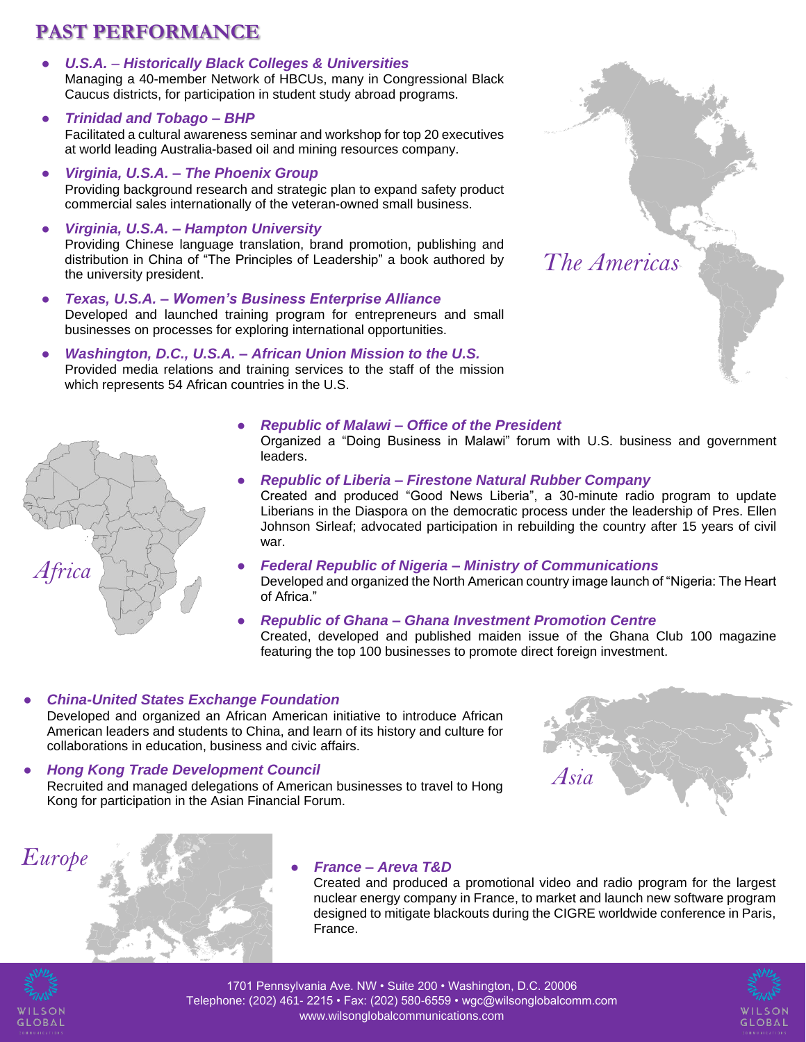# PAST PERFORMANCE

- ***U.S.A. – Historically Black Colleges & Universities***
  Managing a 40-member Network of HBCUs, many in Congressional Black Caucus districts, for participation in student study abroad programs.
- ***Trinidad and Tobago – BHP***
  Facilitated a cultural awareness seminar and workshop for top 20 executives at world leading Australia-based oil and mining resources company.
- ***Virginia, U.S.A. – The Phoenix Group***
  Providing background research and strategic plan to expand safety product commercial sales internationally of the veteran-owned small business.
- ***Virginia, U.S.A. – Hampton University***
  Providing Chinese language translation, brand promotion, publishing and distribution in China of "The Principles of Leadership" a book authored by the university president.
- ***Texas, U.S.A. – Women's Business Enterprise Alliance***
  Developed and launched training program for entrepreneurs and small businesses on processes for exploring international opportunities.
- ***Washington, D.C., U.S.A. – African Union Mission to the U.S.***
  Provided media relations and training services to the staff of the mission which represents 54 African countries in the U.S.

*The Americas*

*Africa*

- ***Republic of Malawi – Office of the President***
  Organized a "Doing Business in Malawi" forum with U.S. business and government leaders.
- ***Republic of Liberia – Firestone Natural Rubber Company***
  Created and produced "Good News Liberia", a 30-minute radio program to update Liberians in the Diaspora on the democratic process under the leadership of Pres. Ellen Johnson Sirleaf; advocated participation in rebuilding the country after 15 years of civil war.
- ***Federal Republic of Nigeria – Ministry of Communications***
  Developed and organized the North American country image launch of "Nigeria: The Heart of Africa."
- ***Republic of Ghana – Ghana Investment Promotion Centre***
  Created, developed and published maiden issue of the Ghana Club 100 magazine featuring the top 100 businesses to promote direct foreign investment.

- ***China-United States Exchange Foundation***
  Developed and organized an African American initiative to introduce African American leaders and students to China, and learn of its history and culture for collaborations in education, business and civic affairs.
- ***Hong Kong Trade Development Council***
  Recruited and managed delegations of American businesses to travel to Hong Kong for participation in the Asian Financial Forum.

*Asia*

*Europe*

- ***France – Areva T&D***
  Created and produced a promotional video and radio program for the largest nuclear energy company in France, to market and launch new software program designed to mitigate blackouts during the CIGRE worldwide conference in Paris, France.

1701 Pennsylvania Ave. NW • Suite 200 • Washington, D.C. 20006
Telephone: (202) 461- 2215 • Fax: (202) 580-6559 • wgc@wilsonglobalcomm.com
www.wilsonglobalcommunications.com